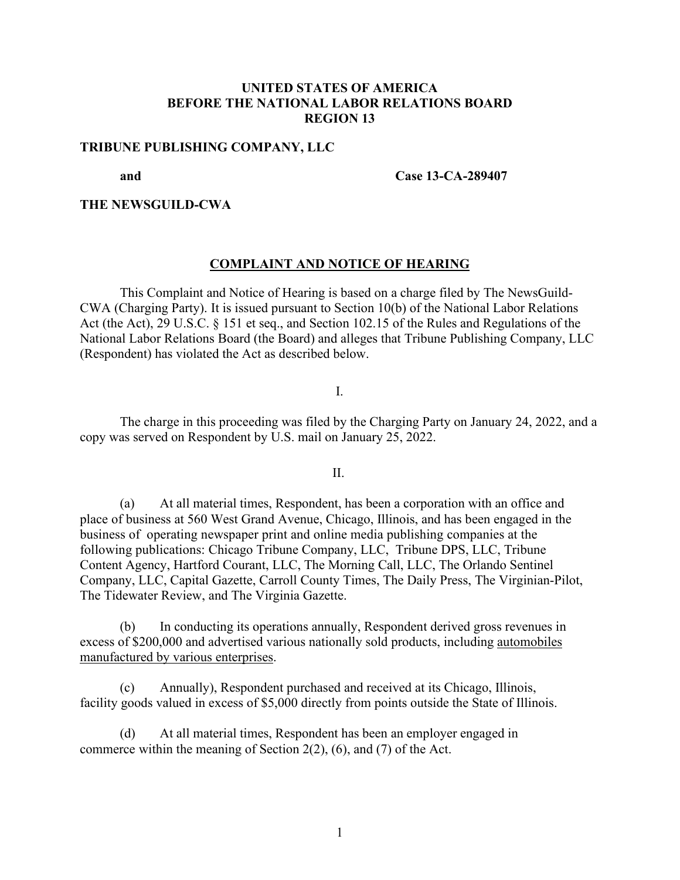**UNITED STATES OF AMERICA**
**BEFORE THE NATIONAL LABOR RELATIONS BOARD**
**REGION 13**

**TRIBUNE PUBLISHING COMPANY, LLC**

**and** **Case 13-CA-289407**

**THE NEWSGUILD-CWA**

## COMPLAINT AND NOTICE OF HEARING

This Complaint and Notice of Hearing is based on a charge filed by The NewsGuild-CWA (Charging Party). It is issued pursuant to Section 10(b) of the National Labor Relations Act (the Act), 29 U.S.C. § 151 et seq., and Section 102.15 of the Rules and Regulations of the National Labor Relations Board (the Board) and alleges that Tribune Publishing Company, LLC (Respondent) has violated the Act as described below.

I.

The charge in this proceeding was filed by the Charging Party on January 24, 2022, and a copy was served on Respondent by U.S. mail on January 25, 2022.

II.

(a) At all material times, Respondent, has been a corporation with an office and place of business at 560 West Grand Avenue, Chicago, Illinois, and has been engaged in the business of operating newspaper print and online media publishing companies at the following publications: Chicago Tribune Company, LLC, Tribune DPS, LLC, Tribune Content Agency, Hartford Courant, LLC, The Morning Call, LLC, The Orlando Sentinel Company, LLC, Capital Gazette, Carroll County Times, The Daily Press, The Virginian-Pilot, The Tidewater Review, and The Virginia Gazette.

(b) In conducting its operations annually, Respondent derived gross revenues in excess of $200,000 and advertised various nationally sold products, including automobiles manufactured by various enterprises.

(c) Annually), Respondent purchased and received at its Chicago, Illinois, facility goods valued in excess of $5,000 directly from points outside the State of Illinois.

(d) At all material times, Respondent has been an employer engaged in commerce within the meaning of Section 2(2), (6), and (7) of the Act.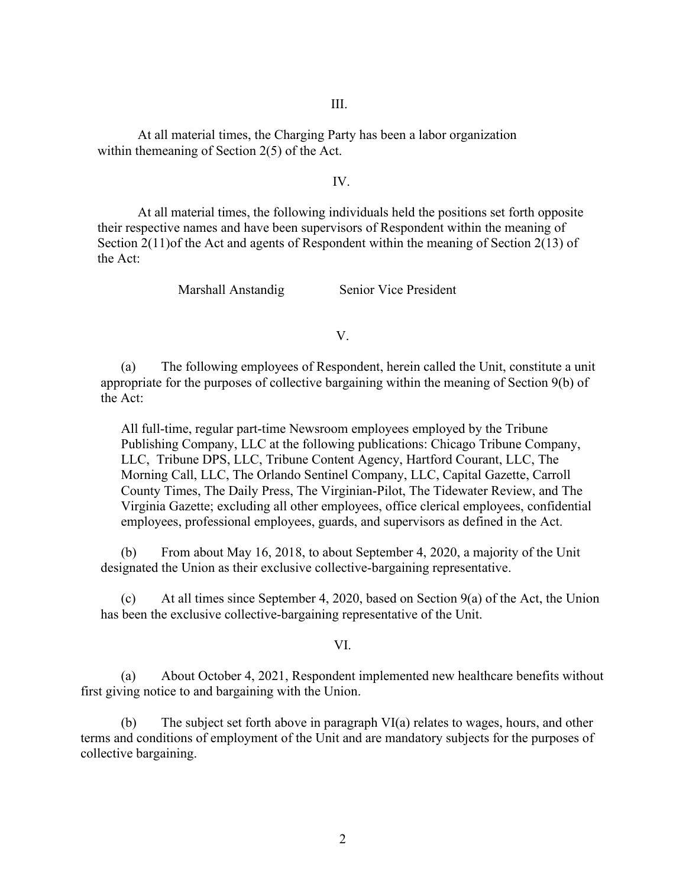III.

At all material times, the Charging Party has been a labor organization within themeaning of Section 2(5) of the Act.

IV.

At all material times, the following individuals held the positions set forth opposite their respective names and have been supervisors of Respondent within the meaning of Section 2(11)of the Act and agents of Respondent within the meaning of Section 2(13) of the Act:

| | |
|---|---|
| Marshall Anstandig | Senior Vice President |

V.

(a) The following employees of Respondent, herein called the Unit, constitute a unit appropriate for the purposes of collective bargaining within the meaning of Section 9(b) of the Act:

> All full-time, regular part-time Newsroom employees employed by the Tribune Publishing Company, LLC at the following publications: Chicago Tribune Company, LLC, Tribune DPS, LLC, Tribune Content Agency, Hartford Courant, LLC, The Morning Call, LLC, The Orlando Sentinel Company, LLC, Capital Gazette, Carroll County Times, The Daily Press, The Virginian-Pilot, The Tidewater Review, and The Virginia Gazette; excluding all other employees, office clerical employees, confidential employees, professional employees, guards, and supervisors as defined in the Act.

(b) From about May 16, 2018, to about September 4, 2020, a majority of the Unit designated the Union as their exclusive collective-bargaining representative.

(c) At all times since September 4, 2020, based on Section 9(a) of the Act, the Union has been the exclusive collective-bargaining representative of the Unit.

VI.

(a) About October 4, 2021, Respondent implemented new healthcare benefits without first giving notice to and bargaining with the Union.

(b) The subject set forth above in paragraph VI(a) relates to wages, hours, and other terms and conditions of employment of the Unit and are mandatory subjects for the purposes of collective bargaining.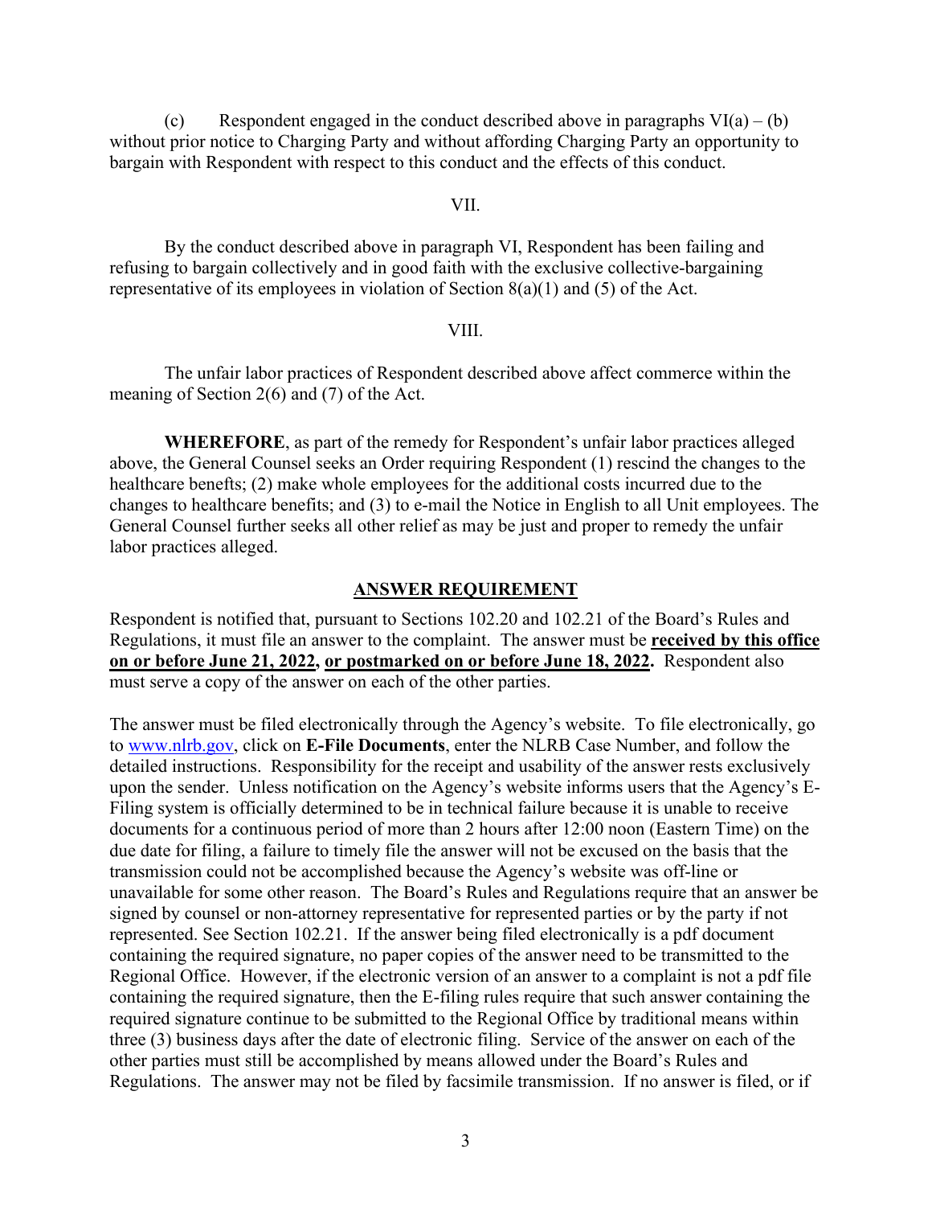(c) Respondent engaged in the conduct described above in paragraphs VI(a) – (b) without prior notice to Charging Party and without affording Charging Party an opportunity to bargain with Respondent with respect to this conduct and the effects of this conduct.

VII.

By the conduct described above in paragraph VI, Respondent has been failing and refusing to bargain collectively and in good faith with the exclusive collective-bargaining representative of its employees in violation of Section 8(a)(1) and (5) of the Act.

VIII.

The unfair labor practices of Respondent described above affect commerce within the meaning of Section 2(6) and (7) of the Act.

**WHEREFORE**, as part of the remedy for Respondent's unfair labor practices alleged above, the General Counsel seeks an Order requiring Respondent (1) rescind the changes to the healthcare benefits; (2) make whole employees for the additional costs incurred due to the changes to healthcare benefits; and (3) to e-mail the Notice in English to all Unit employees. The General Counsel further seeks all other relief as may be just and proper to remedy the unfair labor practices alleged.

## ANSWER REQUIREMENT

Respondent is notified that, pursuant to Sections 102.20 and 102.21 of the Board's Rules and Regulations, it must file an answer to the complaint. The answer must be **received by this office on or before June 21, 2022, or postmarked on or before June 18, 2022.** Respondent also must serve a copy of the answer on each of the other parties.

The answer must be filed electronically through the Agency's website. To file electronically, go to www.nlrb.gov, click on **E-File Documents**, enter the NLRB Case Number, and follow the detailed instructions. Responsibility for the receipt and usability of the answer rests exclusively upon the sender. Unless notification on the Agency's website informs users that the Agency's E-Filing system is officially determined to be in technical failure because it is unable to receive documents for a continuous period of more than 2 hours after 12:00 noon (Eastern Time) on the due date for filing, a failure to timely file the answer will not be excused on the basis that the transmission could not be accomplished because the Agency's website was off-line or unavailable for some other reason. The Board's Rules and Regulations require that an answer be signed by counsel or non-attorney representative for represented parties or by the party if not represented. See Section 102.21. If the answer being filed electronically is a pdf document containing the required signature, no paper copies of the answer need to be transmitted to the Regional Office. However, if the electronic version of an answer to a complaint is not a pdf file containing the required signature, then the E-filing rules require that such answer containing the required signature continue to be submitted to the Regional Office by traditional means within three (3) business days after the date of electronic filing. Service of the answer on each of the other parties must still be accomplished by means allowed under the Board's Rules and Regulations. The answer may not be filed by facsimile transmission. If no answer is filed, or if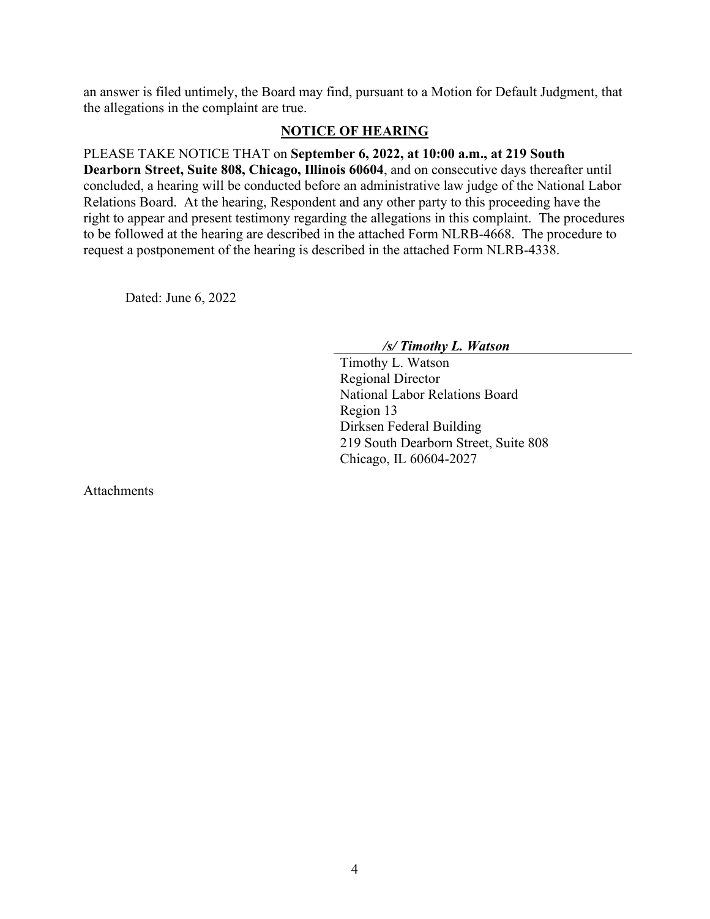an answer is filed untimely, the Board may find, pursuant to a Motion for Default Judgment, that the allegations in the complaint are true.

## NOTICE OF HEARING

PLEASE TAKE NOTICE THAT on **September 6, 2022, at 10:00 a.m., at 219 South Dearborn Street, Suite 808, Chicago, Illinois 60604**, and on consecutive days thereafter until concluded, a hearing will be conducted before an administrative law judge of the National Labor Relations Board. At the hearing, Respondent and any other party to this proceeding have the right to appear and present testimony regarding the allegations in this complaint. The procedures to be followed at the hearing are described in the attached Form NLRB-4668. The procedure to request a postponement of the hearing is described in the attached Form NLRB-4338.

Dated: June 6, 2022

***/s/ Timothy L. Watson***

Timothy L. Watson
Regional Director
National Labor Relations Board
Region 13
Dirksen Federal Building
219 South Dearborn Street, Suite 808
Chicago, IL 60604-2027

Attachments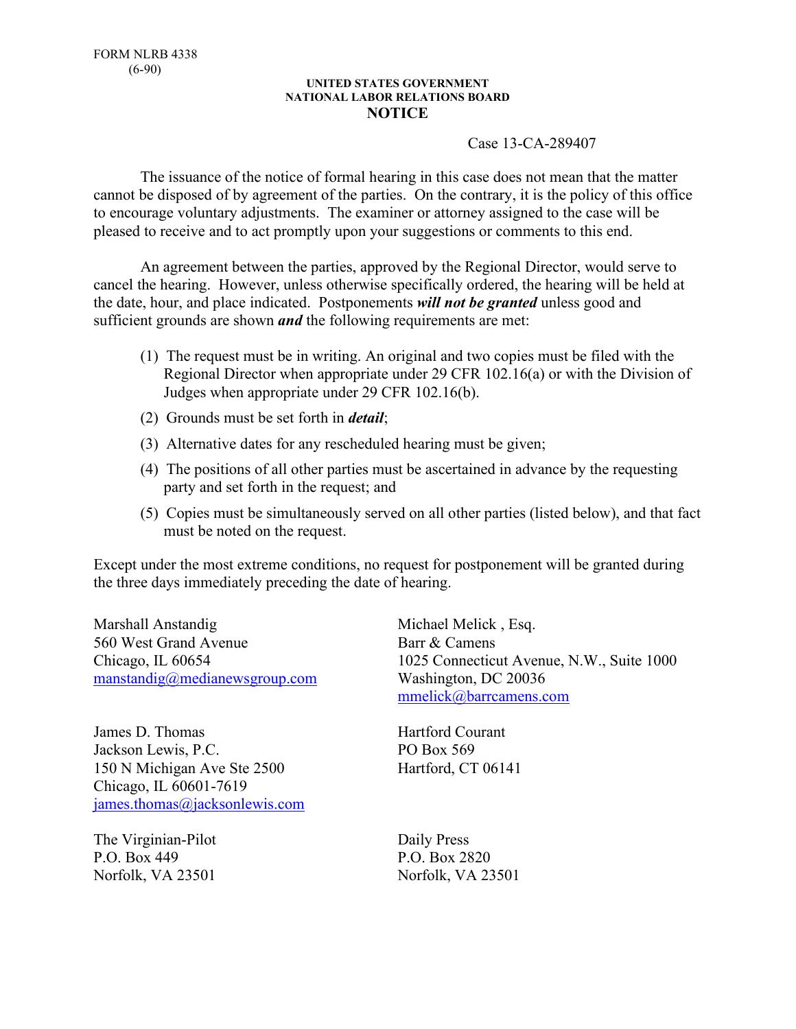FORM NLRB 4338
(6-90)

UNITED STATES GOVERNMENT
NATIONAL LABOR RELATIONS BOARD

# NOTICE

Case 13-CA-289407

The issuance of the notice of formal hearing in this case does not mean that the matter cannot be disposed of by agreement of the parties. On the contrary, it is the policy of this office to encourage voluntary adjustments. The examiner or attorney assigned to the case will be pleased to receive and to act promptly upon your suggestions or comments to this end.

An agreement between the parties, approved by the Regional Director, would serve to cancel the hearing. However, unless otherwise specifically ordered, the hearing will be held at the date, hour, and place indicated. Postponements ***will not be granted*** unless good and sufficient grounds are shown ***and*** the following requirements are met:

(1) The request must be in writing. An original and two copies must be filed with the Regional Director when appropriate under 29 CFR 102.16(a) or with the Division of Judges when appropriate under 29 CFR 102.16(b).

(2) Grounds must be set forth in ***detail***;

(3) Alternative dates for any rescheduled hearing must be given;

(4) The positions of all other parties must be ascertained in advance by the requesting party and set forth in the request; and

(5) Copies must be simultaneously served on all other parties (listed below), and that fact must be noted on the request.

Except under the most extreme conditions, no request for postponement will be granted during the three days immediately preceding the date of hearing.

Marshall Anstandig
560 West Grand Avenue
Chicago, IL 60654
manstandig@medianewsgroup.com

Michael Melick , Esq.
Barr & Camens
1025 Connecticut Avenue, N.W., Suite 1000
Washington, DC 20036
mmelick@barrcamens.com

James D. Thomas
Jackson Lewis, P.C.
150 N Michigan Ave Ste 2500
Chicago, IL 60601-7619
james.thomas@jacksonlewis.com

Hartford Courant
PO Box 569
Hartford, CT 06141

The Virginian-Pilot
P.O. Box 449
Norfolk, VA 23501

Daily Press
P.O. Box 2820
Norfolk, VA 23501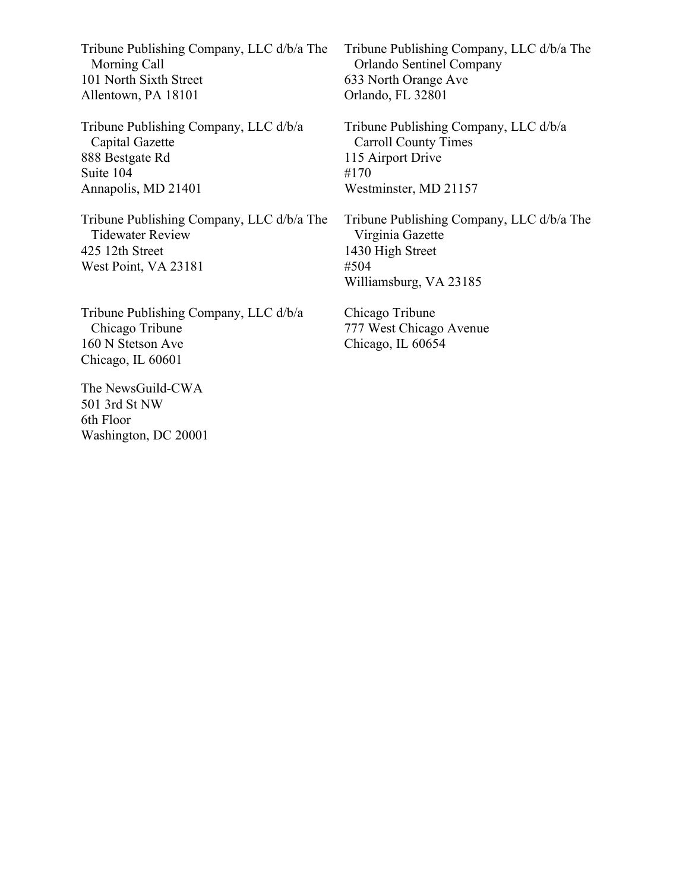Tribune Publishing Company, LLC d/b/a The Morning Call
101 North Sixth Street
Allentown, PA 18101

Tribune Publishing Company, LLC d/b/a The Orlando Sentinel Company
633 North Orange Ave
Orlando, FL 32801

Tribune Publishing Company, LLC d/b/a Capital Gazette
888 Bestgate Rd
Suite 104
Annapolis, MD 21401

Tribune Publishing Company, LLC d/b/a Carroll County Times
115 Airport Drive
#170
Westminster, MD 21157

Tribune Publishing Company, LLC d/b/a The Tidewater Review
425 12th Street
West Point, VA 23181

Tribune Publishing Company, LLC d/b/a The Virginia Gazette
1430 High Street
#504
Williamsburg, VA 23185

Tribune Publishing Company, LLC d/b/a Chicago Tribune
160 N Stetson Ave
Chicago, IL 60601

Chicago Tribune
777 West Chicago Avenue
Chicago, IL 60654

The NewsGuild-CWA
501 3rd St NW
6th Floor
Washington, DC 20001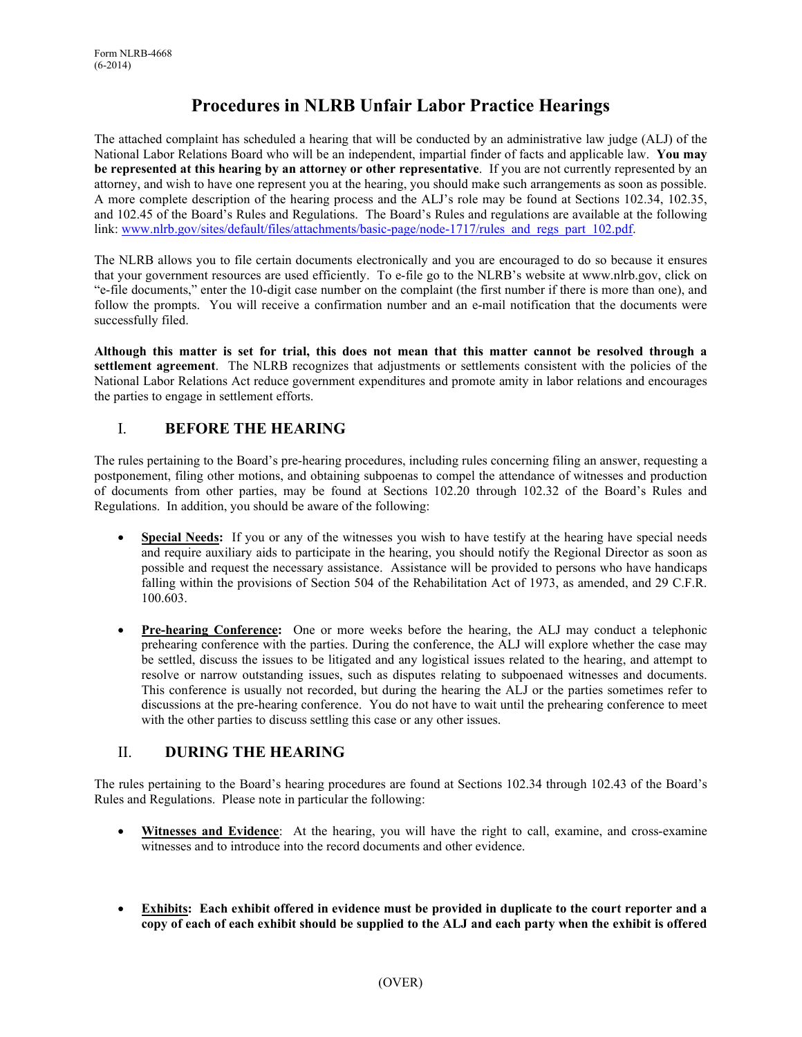Form NLRB-4668
(6-2014)

# Procedures in NLRB Unfair Labor Practice Hearings

The attached complaint has scheduled a hearing that will be conducted by an administrative law judge (ALJ) of the National Labor Relations Board who will be an independent, impartial finder of facts and applicable law. **You may be represented at this hearing by an attorney or other representative**. If you are not currently represented by an attorney, and wish to have one represent you at the hearing, you should make such arrangements as soon as possible. A more complete description of the hearing process and the ALJ's role may be found at Sections 102.34, 102.35, and 102.45 of the Board's Rules and Regulations. The Board's Rules and regulations are available at the following link: [www.nlrb.gov/sites/default/files/attachments/basic-page/node-1717/rules_and_regs_part_102.pdf](www.nlrb.gov/sites/default/files/attachments/basic-page/node-1717/rules_and_regs_part_102.pdf).

The NLRB allows you to file certain documents electronically and you are encouraged to do so because it ensures that your government resources are used efficiently. To e-file go to the NLRB's website at www.nlrb.gov, click on "e-file documents," enter the 10-digit case number on the complaint (the first number if there is more than one), and follow the prompts. You will receive a confirmation number and an e-mail notification that the documents were successfully filed.

**Although this matter is set for trial, this does not mean that this matter cannot be resolved through a settlement agreement**. The NLRB recognizes that adjustments or settlements consistent with the policies of the National Labor Relations Act reduce government expenditures and promote amity in labor relations and encourages the parties to engage in settlement efforts.

## I. BEFORE THE HEARING

The rules pertaining to the Board's pre-hearing procedures, including rules concerning filing an answer, requesting a postponement, filing other motions, and obtaining subpoenas to compel the attendance of witnesses and production of documents from other parties, may be found at Sections 102.20 through 102.32 of the Board's Rules and Regulations. In addition, you should be aware of the following:

- **Special Needs:** If you or any of the witnesses you wish to have testify at the hearing have special needs and require auxiliary aids to participate in the hearing, you should notify the Regional Director as soon as possible and request the necessary assistance. Assistance will be provided to persons who have handicaps falling within the provisions of Section 504 of the Rehabilitation Act of 1973, as amended, and 29 C.F.R. 100.603.

- **Pre-hearing Conference:** One or more weeks before the hearing, the ALJ may conduct a telephonic prehearing conference with the parties. During the conference, the ALJ will explore whether the case may be settled, discuss the issues to be litigated and any logistical issues related to the hearing, and attempt to resolve or narrow outstanding issues, such as disputes relating to subpoenaed witnesses and documents. This conference is usually not recorded, but during the hearing the ALJ or the parties sometimes refer to discussions at the pre-hearing conference. You do not have to wait until the prehearing conference to meet with the other parties to discuss settling this case or any other issues.

## II. DURING THE HEARING

The rules pertaining to the Board's hearing procedures are found at Sections 102.34 through 102.43 of the Board's Rules and Regulations. Please note in particular the following:

- **Witnesses and Evidence**: At the hearing, you will have the right to call, examine, and cross-examine witnesses and to introduce into the record documents and other evidence.

- **Exhibits: Each exhibit offered in evidence must be provided in duplicate to the court reporter and a copy of each of each exhibit should be supplied to the ALJ and each party when the exhibit is offered**

(OVER)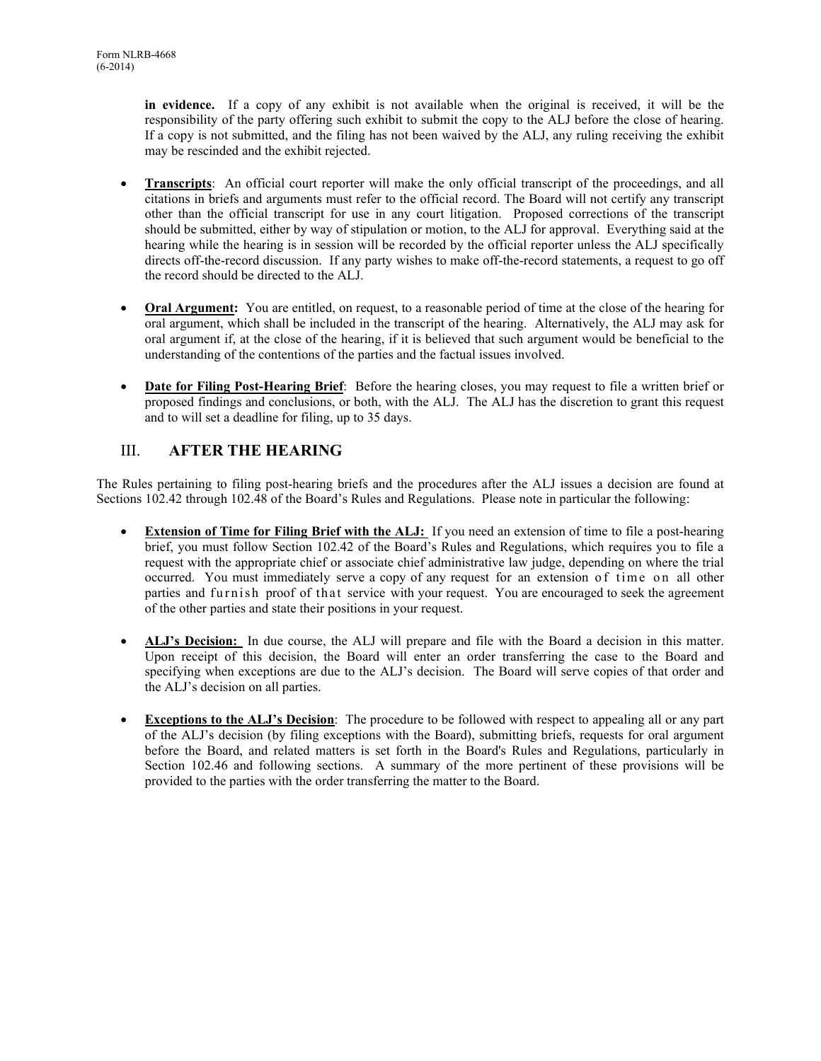**in evidence.** If a copy of any exhibit is not available when the original is received, it will be the responsibility of the party offering such exhibit to submit the copy to the ALJ before the close of hearing. If a copy is not submitted, and the filing has not been waived by the ALJ, any ruling receiving the exhibit may be rescinded and the exhibit rejected.

- **Transcripts**: An official court reporter will make the only official transcript of the proceedings, and all citations in briefs and arguments must refer to the official record. The Board will not certify any transcript other than the official transcript for use in any court litigation. Proposed corrections of the transcript should be submitted, either by way of stipulation or motion, to the ALJ for approval. Everything said at the hearing while the hearing is in session will be recorded by the official reporter unless the ALJ specifically directs off-the-record discussion. If any party wishes to make off-the-record statements, a request to go off the record should be directed to the ALJ.

- **Oral Argument:** You are entitled, on request, to a reasonable period of time at the close of the hearing for oral argument, which shall be included in the transcript of the hearing. Alternatively, the ALJ may ask for oral argument if, at the close of the hearing, if it is believed that such argument would be beneficial to the understanding of the contentions of the parties and the factual issues involved.

- **Date for Filing Post-Hearing Brief**: Before the hearing closes, you may request to file a written brief or proposed findings and conclusions, or both, with the ALJ. The ALJ has the discretion to grant this request and to will set a deadline for filing, up to 35 days.

## III. AFTER THE HEARING

The Rules pertaining to filing post-hearing briefs and the procedures after the ALJ issues a decision are found at Sections 102.42 through 102.48 of the Board's Rules and Regulations. Please note in particular the following:

- **Extension of Time for Filing Brief with the ALJ:** If you need an extension of time to file a post-hearing brief, you must follow Section 102.42 of the Board's Rules and Regulations, which requires you to file a request with the appropriate chief or associate chief administrative law judge, depending on where the trial occurred. You must immediately serve a copy of any request for an extension of time on all other parties and furnish proof of that service with your request. You are encouraged to seek the agreement of the other parties and state their positions in your request.

- **ALJ's Decision:** In due course, the ALJ will prepare and file with the Board a decision in this matter. Upon receipt of this decision, the Board will enter an order transferring the case to the Board and specifying when exceptions are due to the ALJ's decision. The Board will serve copies of that order and the ALJ's decision on all parties.

- **Exceptions to the ALJ's Decision**: The procedure to be followed with respect to appealing all or any part of the ALJ's decision (by filing exceptions with the Board), submitting briefs, requests for oral argument before the Board, and related matters is set forth in the Board's Rules and Regulations, particularly in Section 102.46 and following sections. A summary of the more pertinent of these provisions will be provided to the parties with the order transferring the matter to the Board.